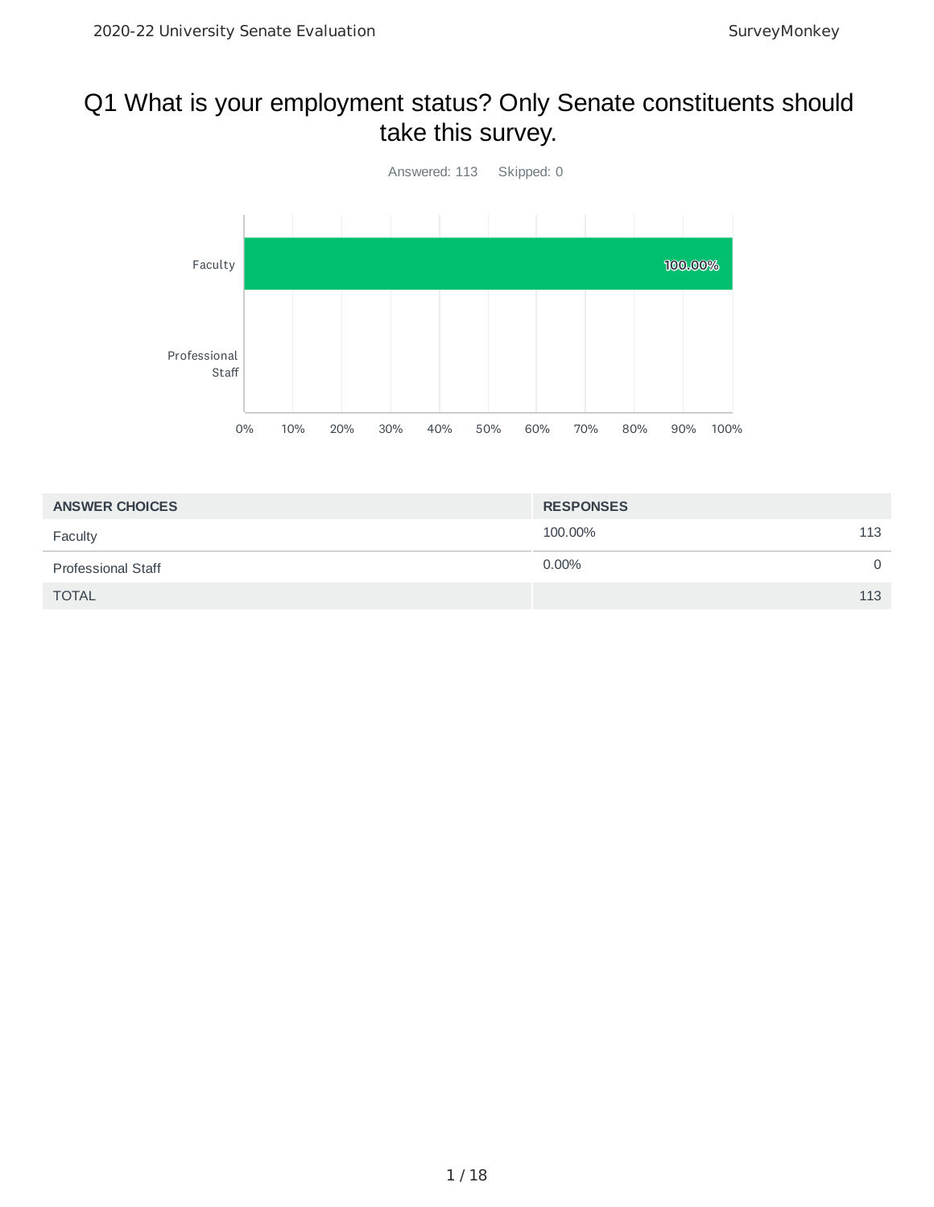# Q1 What is your employment status? Only Senate constituents should take this survey.

Answered: 113 Skipped: 0

| ANSWER CHOICES | RESPONSES | |
| --- | --- | --- |
| Faculty | 100.00% | 113 |
| Professional Staff | 0.00% | 0 |
| TOTAL | | 113 |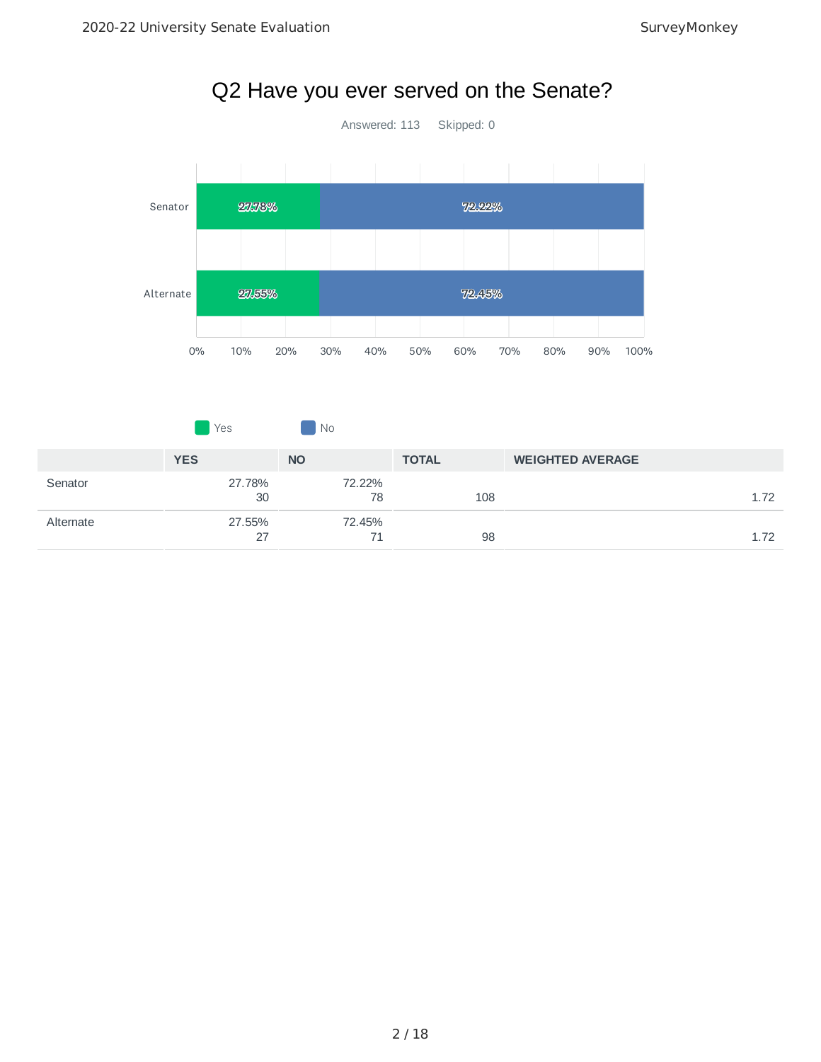# Q2 Have you ever served on the Senate?

Answered: 113 Skipped: 0

| | YES | NO | TOTAL | WEIGHTED AVERAGE |
|---|---|---|---|---|
| Senator | 27.78% 30 | 72.22% 78 | 108 | 1.72 |
| Alternate | 27.55% 27 | 72.45% 71 | 98 | 1.72 |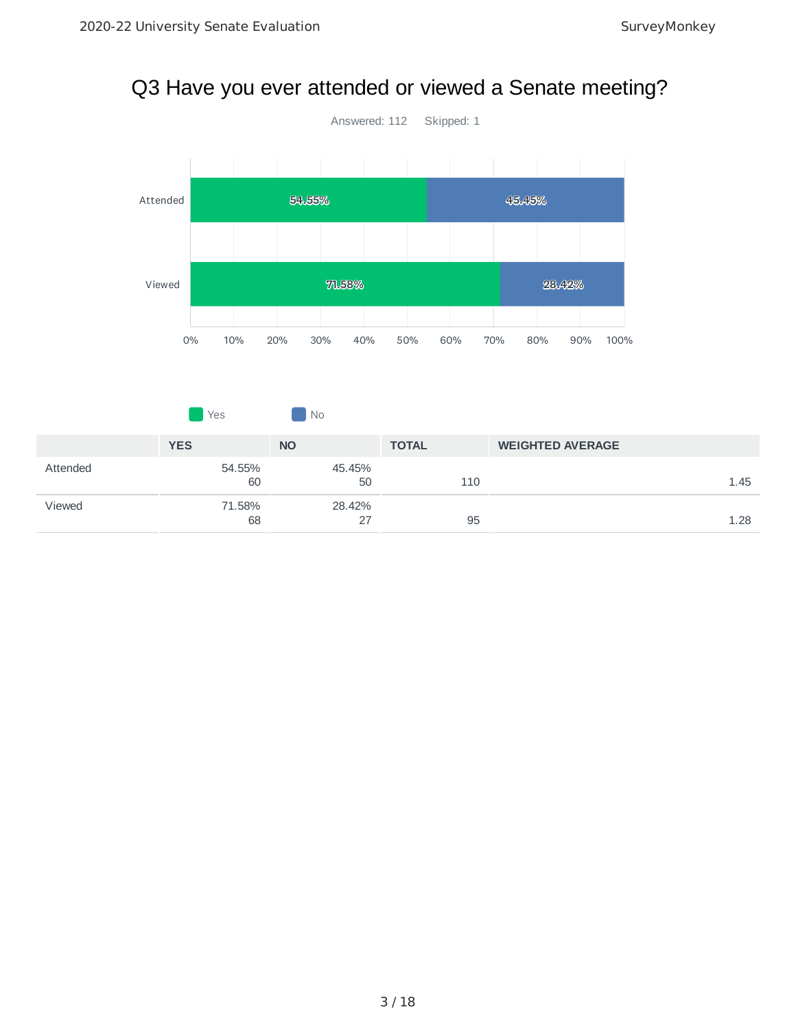# Q3 Have you ever attended or viewed a Senate meeting?

Answered: 112 Skipped: 1

| | YES | NO | TOTAL | WEIGHTED AVERAGE |
|---|---|---|---|---|
| Attended | 54.55%<br>60 | 45.45%<br>50 | 110 | 1.45 |
| Viewed | 71.58%<br>68 | 28.42%<br>27 | 95 | 1.28 |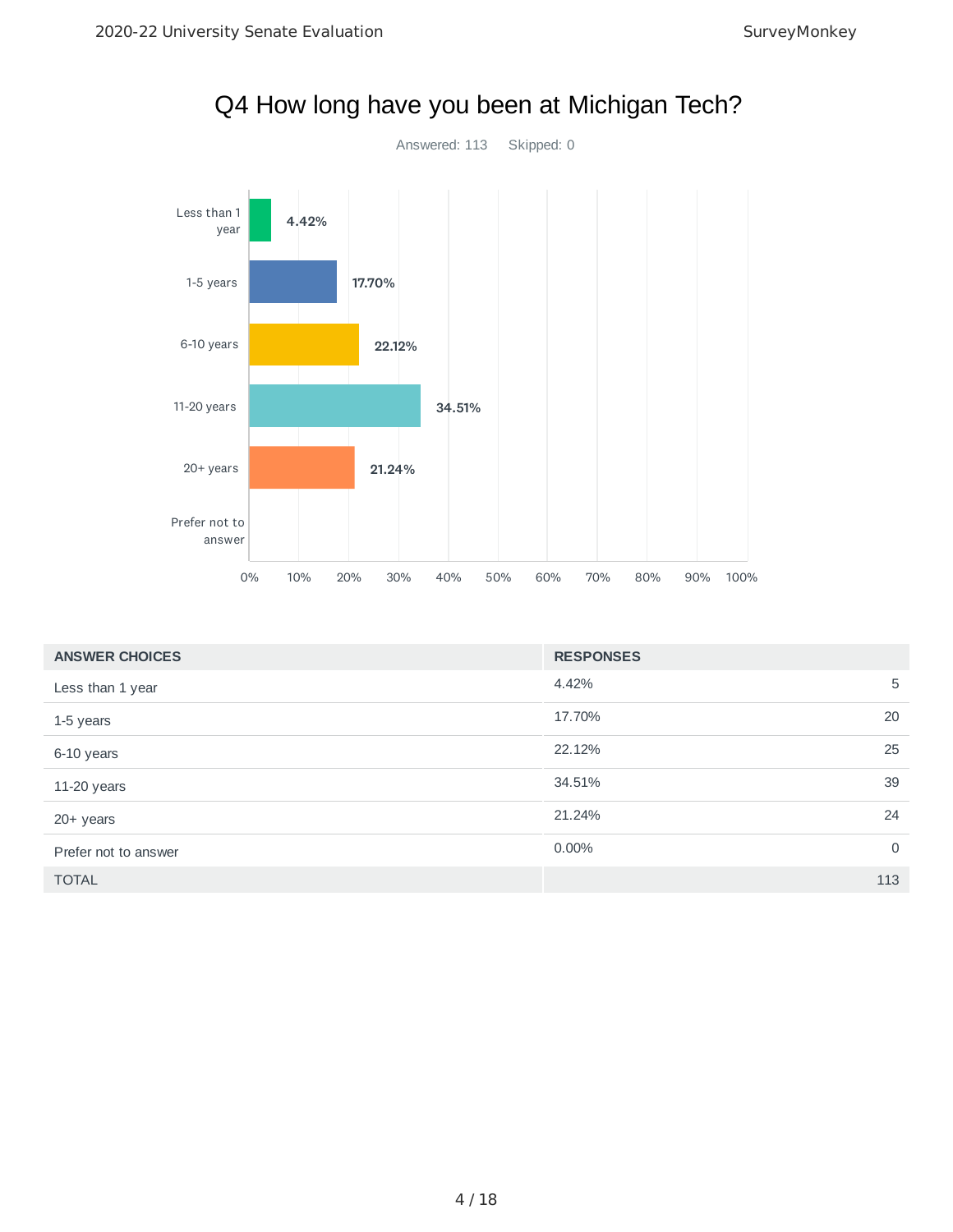# Q4 How long have you been at Michigan Tech?

Answered: 113 Skipped: 0

| ANSWER CHOICES | RESPONSES | |
|---|---|---|
| Less than 1 year | 4.42% | 5 |
| 1-5 years | 17.70% | 20 |
| 6-10 years | 22.12% | 25 |
| 11-20 years | 34.51% | 39 |
| 20+ years | 21.24% | 24 |
| Prefer not to answer | 0.00% | 0 |
| TOTAL | | 113 |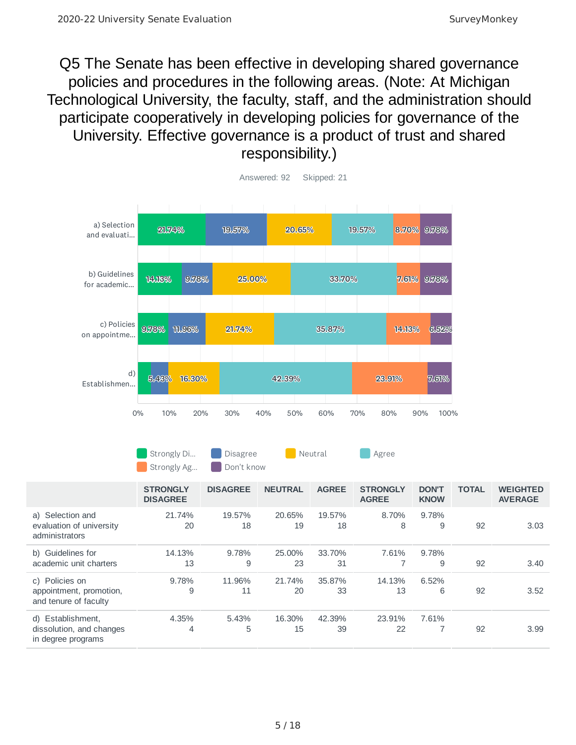# Q5 The Senate has been effective in developing shared governance policies and procedures in the following areas. (Note: At Michigan Technological University, the faculty, staff, and the administration should participate cooperatively in developing policies for governance of the University. Effective governance is a product of trust and shared responsibility.)

Answered: 92 Skipped: 21

| | STRONGLY DISAGREE | DISAGREE | NEUTRAL | AGREE | STRONGLY AGREE | DON'T KNOW | TOTAL | WEIGHTED AVERAGE |
|---|---|---|---|---|---|---|---|---|
| a) Selection and evaluation of university administrators | 21.74% 20 | 19.57% 18 | 20.65% 19 | 19.57% 18 | 8.70% 8 | 9.78% 9 | 92 | 3.03 |
| b) Guidelines for academic unit charters | 14.13% 13 | 9.78% 9 | 25.00% 23 | 33.70% 31 | 7.61% 7 | 9.78% 9 | 92 | 3.40 |
| c) Policies on appointment, promotion, and tenure of faculty | 9.78% 9 | 11.96% 11 | 21.74% 20 | 35.87% 33 | 14.13% 13 | 6.52% 6 | 92 | 3.52 |
| d) Establishment, dissolution, and changes in degree programs | 4.35% 4 | 5.43% 5 | 16.30% 15 | 42.39% 39 | 23.91% 22 | 7.61% 7 | 92 | 3.99 |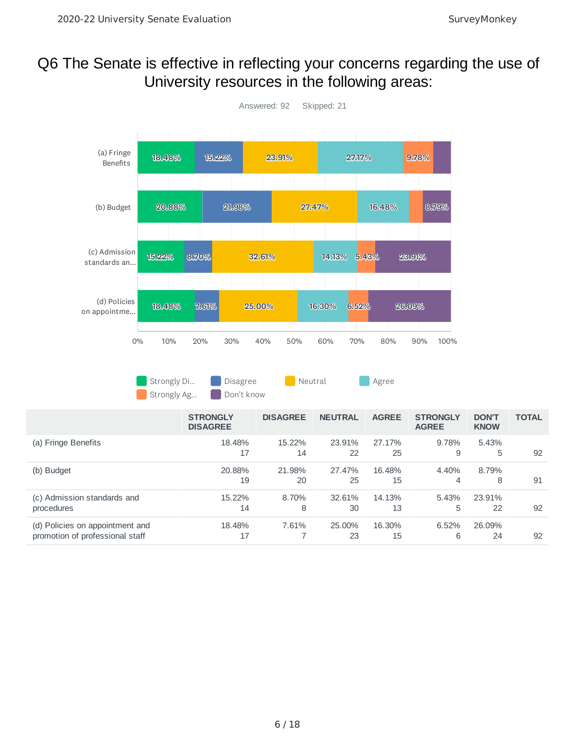# Q6 The Senate is effective in reflecting your concerns regarding the use of University resources in the following areas:

Answered: 92 Skipped: 21

| | STRONGLY DISAGREE | DISAGREE | NEUTRAL | AGREE | STRONGLY AGREE | DON'T KNOW | TOTAL |
|---|---|---|---|---|---|---|---|
| (a) Fringe Benefits | 18.48%<br>17 | 15.22%<br>14 | 23.91%<br>22 | 27.17%<br>25 | 9.78%<br>9 | 5.43%<br>5 | 92 |
| (b) Budget | 20.88%<br>19 | 21.98%<br>20 | 27.47%<br>25 | 16.48%<br>15 | 4.40%<br>4 | 8.79%<br>8 | 91 |
| (c) Admission standards and procedures | 15.22%<br>14 | 8.70%<br>8 | 32.61%<br>30 | 14.13%<br>13 | 5.43%<br>5 | 23.91%<br>22 | 92 |
| (d) Policies on appointment and promotion of professional staff | 18.48%<br>17 | 7.61%<br>7 | 25.00%<br>23 | 16.30%<br>15 | 6.52%<br>6 | 26.09%<br>24 | 92 |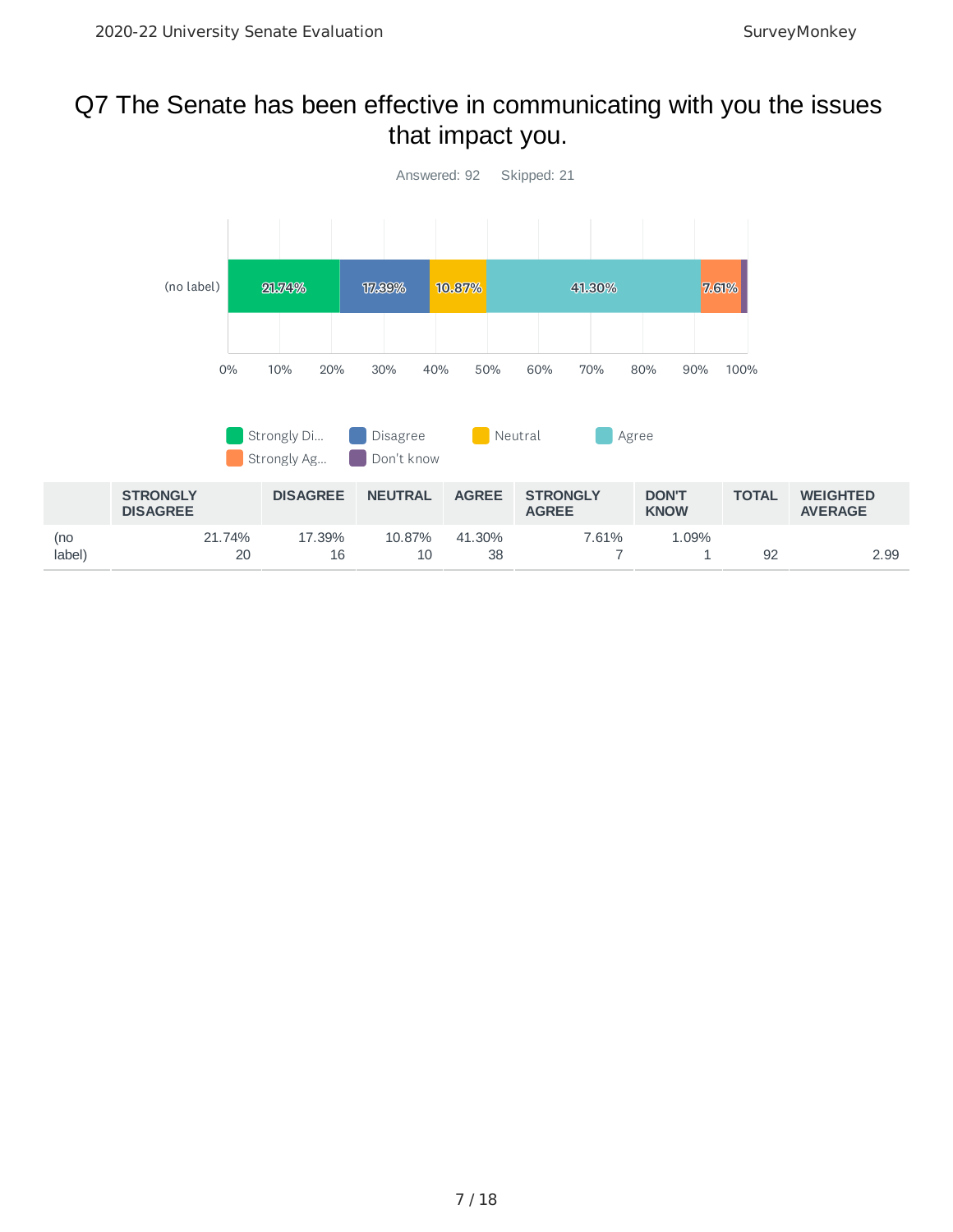# Q7 The Senate has been effective in communicating with you the issues that impact you.

Answered: 92 Skipped: 21

| | STRONGLY DISAGREE | DISAGREE | NEUTRAL | AGREE | STRONGLY AGREE | DON'T KNOW | TOTAL | WEIGHTED AVERAGE |
|---|---|---|---|---|---|---|---|---|
| (no label) | 21.74%<br>20 | 17.39%<br>16 | 10.87%<br>10 | 41.30%<br>38 | 7.61%<br>7 | 1.09%<br>1 | 92 | 2.99 |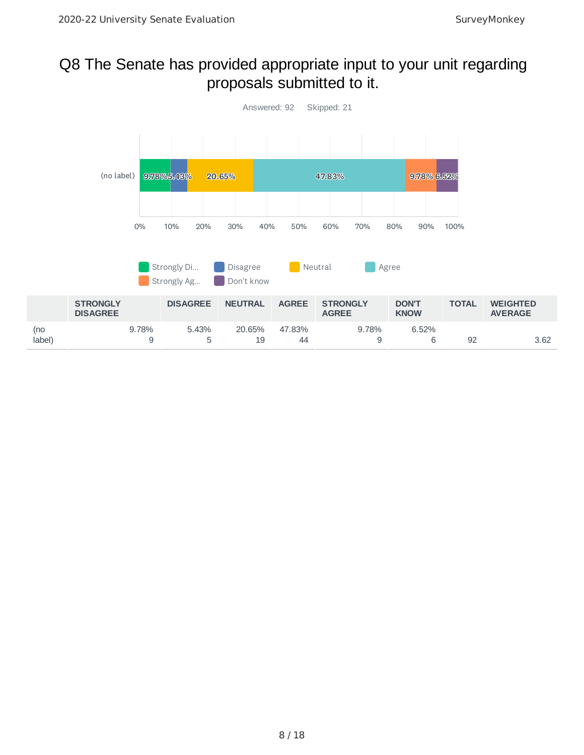# Q8 The Senate has provided appropriate input to your unit regarding proposals submitted to it.

Answered: 92 Skipped: 21

| | STRONGLY DISAGREE | DISAGREE | NEUTRAL | AGREE | STRONGLY AGREE | DON'T KNOW | TOTAL | WEIGHTED AVERAGE |
|---|---|---|---|---|---|---|---|---|
| (no label) | 9.78%<br>9 | 5.43%<br>5 | 20.65%<br>19 | 47.83%<br>44 | 9.78%<br>9 | 6.52%<br>6 | 92 | 3.62 |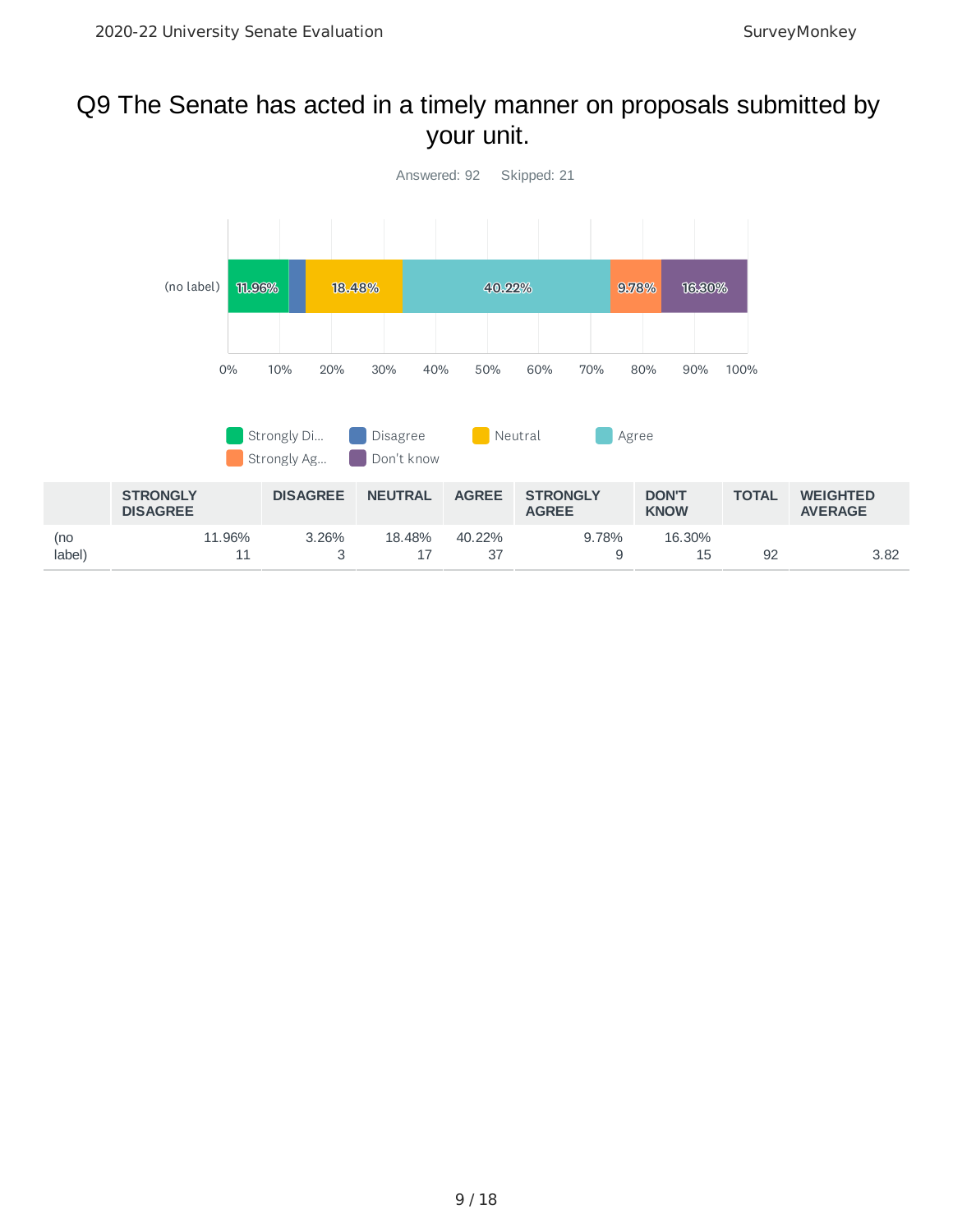# Q9 The Senate has acted in a timely manner on proposals submitted by your unit.

Answered: 92 Skipped: 21

| | STRONGLY DISAGREE | DISAGREE | NEUTRAL | AGREE | STRONGLY AGREE | DON'T KNOW | TOTAL | WEIGHTED AVERAGE |
|---|---|---|---|---|---|---|---|---|
| (no label) | 11.96%<br>11 | 3.26%<br>3 | 18.48%<br>17 | 40.22%<br>37 | 9.78%<br>9 | 16.30%<br>15 | 92 | 3.82 |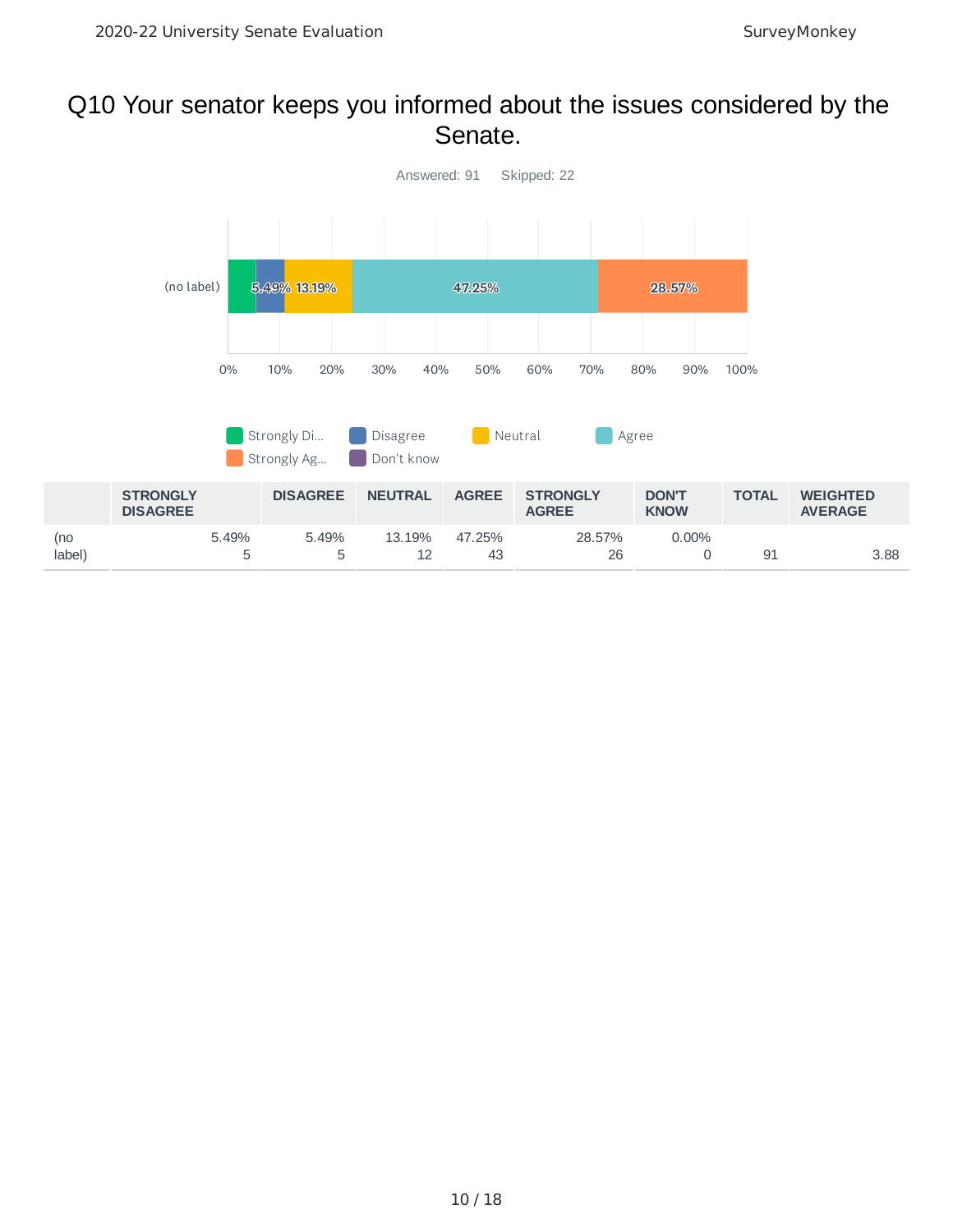# Q10 Your senator keeps you informed about the issues considered by the Senate.

Answered: 91    Skipped: 22

| | STRONGLY DISAGREE | DISAGREE | NEUTRAL | AGREE | STRONGLY AGREE | DON'T KNOW | TOTAL | WEIGHTED AVERAGE |
|---|---|---|---|---|---|---|---|---|
| (no label) | 5.49% 5 | 5.49% 5 | 13.19% 12 | 47.25% 43 | 28.57% 26 | 0.00% 0 | 91 | 3.88 |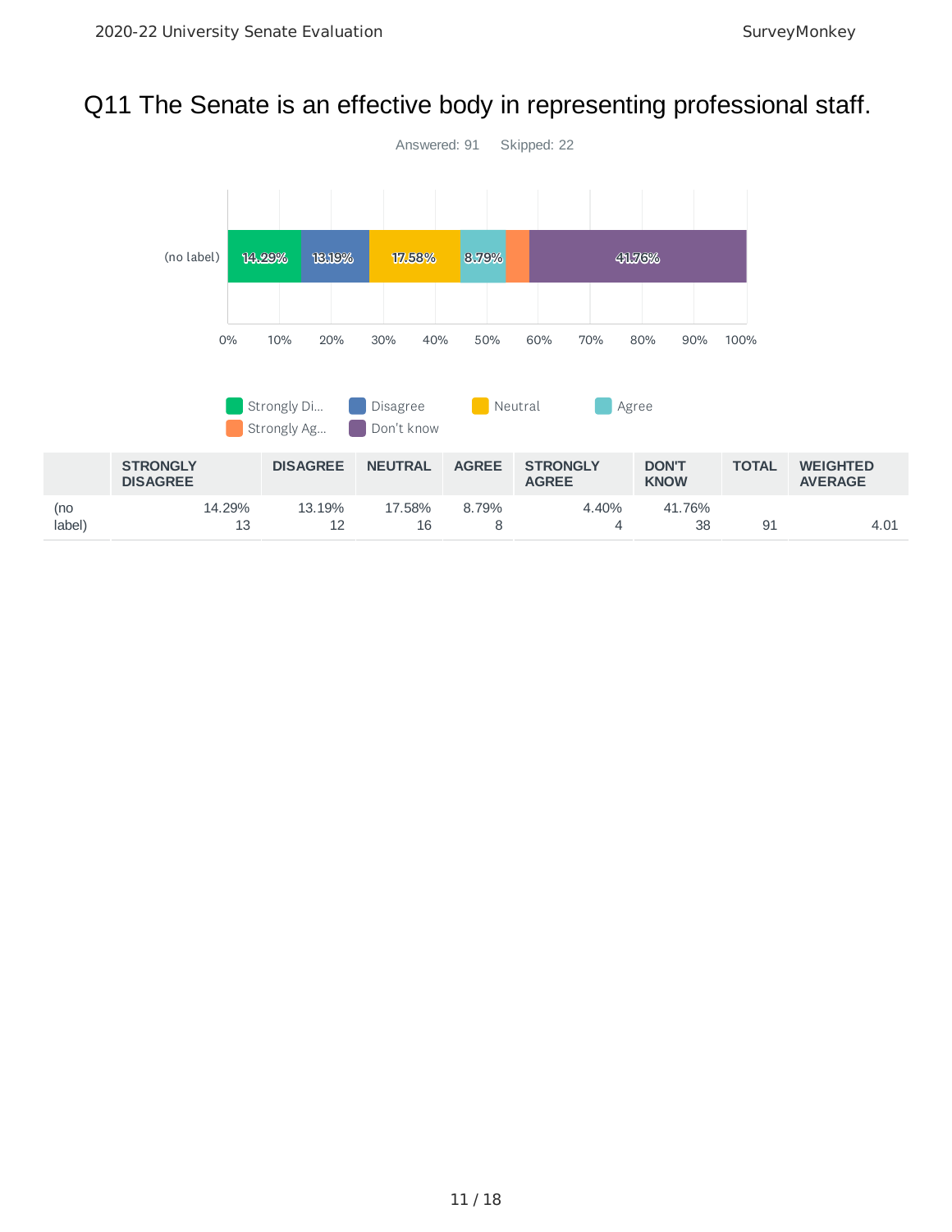# Q11 The Senate is an effective body in representing professional staff.

Answered: 91 Skipped: 22

| | STRONGLY DISAGREE | DISAGREE | NEUTRAL | AGREE | STRONGLY AGREE | DON'T KNOW | TOTAL | WEIGHTED AVERAGE |
|---|---|---|---|---|---|---|---|---|
| (no label) | 14.29%<br>13 | 13.19%<br>12 | 17.58%<br>16 | 8.79%<br>8 | 4.40%<br>4 | 41.76%<br>38 | 91 | 4.01 |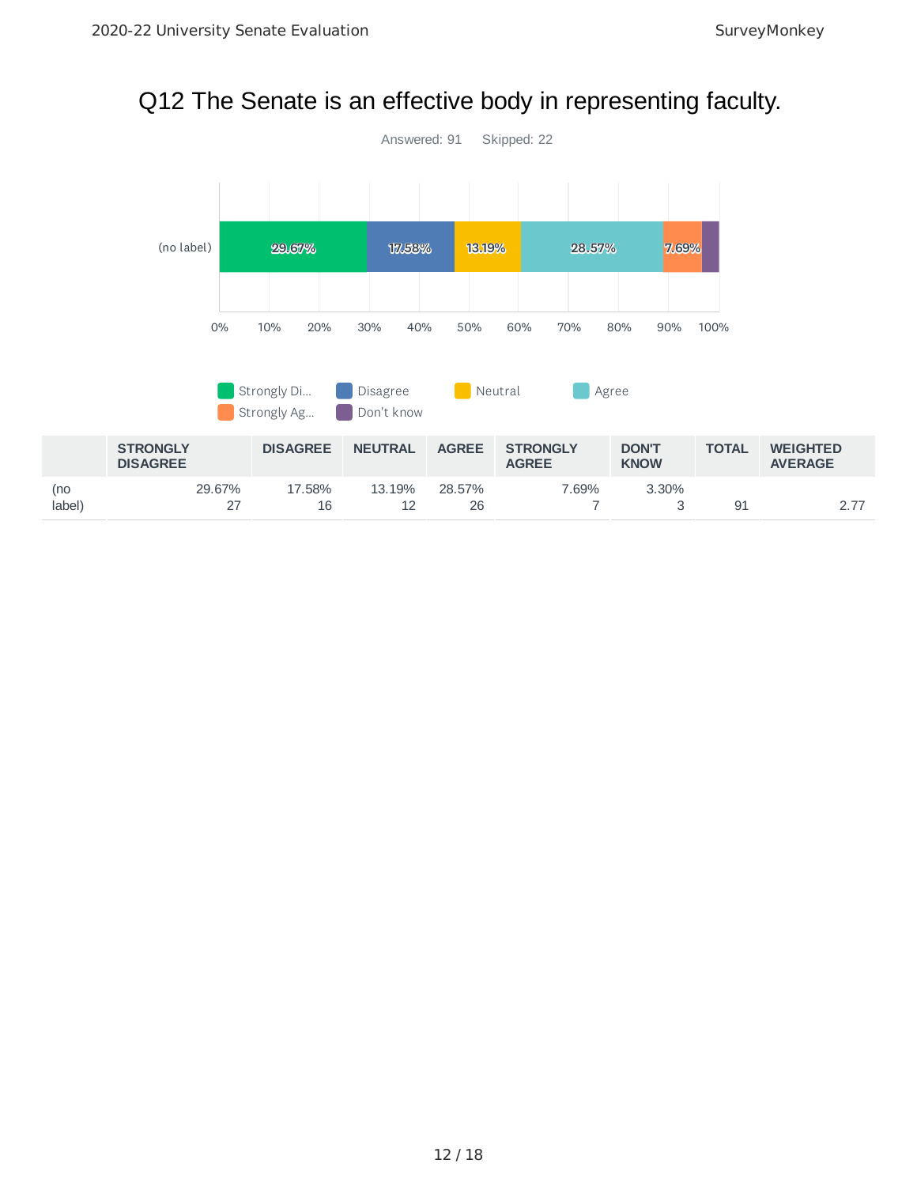# Q12 The Senate is an effective body in representing faculty.

Answered: 91 Skipped: 22

| | STRONGLY DISAGREE | DISAGREE | NEUTRAL | AGREE | STRONGLY AGREE | DON'T KNOW | TOTAL | WEIGHTED AVERAGE |
|---|---|---|---|---|---|---|---|---|
| (no label) | 29.67%<br>27 | 17.58%<br>16 | 13.19%<br>12 | 28.57%<br>26 | 7.69%<br>7 | 3.30%<br>3 | 91 | 2.77 |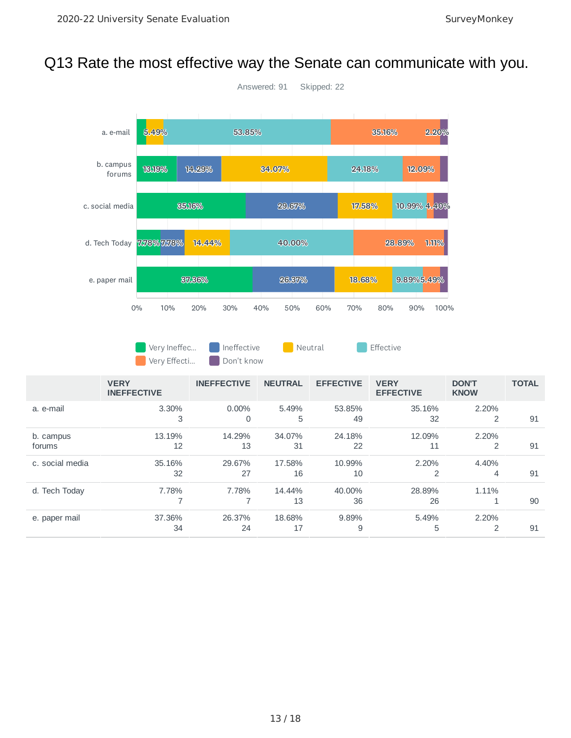# Q13 Rate the most effective way the Senate can communicate with you.

Answered: 91 Skipped: 22

| | VERY INEFFECTIVE | INEFFECTIVE | NEUTRAL | EFFECTIVE | VERY EFFECTIVE | DON'T KNOW | TOTAL |
|---|---|---|---|---|---|---|---|
| a. e-mail | 3.30%<br>3 | 0.00%<br>0 | 5.49%<br>5 | 53.85%<br>49 | 35.16%<br>32 | 2.20%<br>2 | 91 |
| b. campus forums | 13.19%<br>12 | 14.29%<br>13 | 34.07%<br>31 | 24.18%<br>22 | 12.09%<br>11 | 2.20%<br>2 | 91 |
| c. social media | 35.16%<br>32 | 29.67%<br>27 | 17.58%<br>16 | 10.99%<br>10 | 2.20%<br>2 | 4.40%<br>4 | 91 |
| d. Tech Today | 7.78%<br>7 | 7.78%<br>7 | 14.44%<br>13 | 40.00%<br>36 | 28.89%<br>26 | 1.11%<br>1 | 90 |
| e. paper mail | 37.36%<br>34 | 26.37%<br>24 | 18.68%<br>17 | 9.89%<br>9 | 5.49%<br>5 | 2.20%<br>2 | 91 |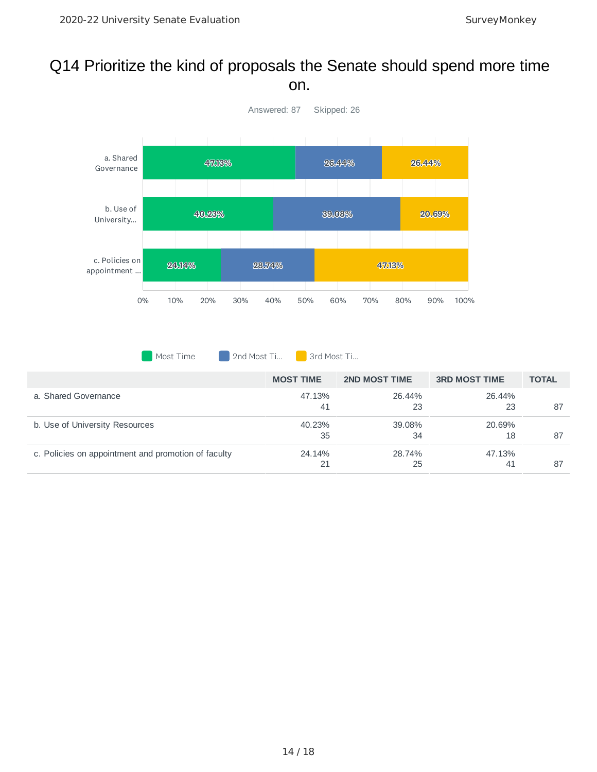# Q14 Prioritize the kind of proposals the Senate should spend more time on.

Answered: 87 Skipped: 26

| | MOST TIME | 2ND MOST TIME | 3RD MOST TIME | TOTAL |
|---|---|---|---|---|
| a. Shared Governance | 47.13%<br>41 | 26.44%<br>23 | 26.44%<br>23 | 87 |
| b. Use of University Resources | 40.23%<br>35 | 39.08%<br>34 | 20.69%<br>18 | 87 |
| c. Policies on appointment and promotion of faculty | 24.14%<br>21 | 28.74%<br>25 | 47.13%<br>41 | 87 |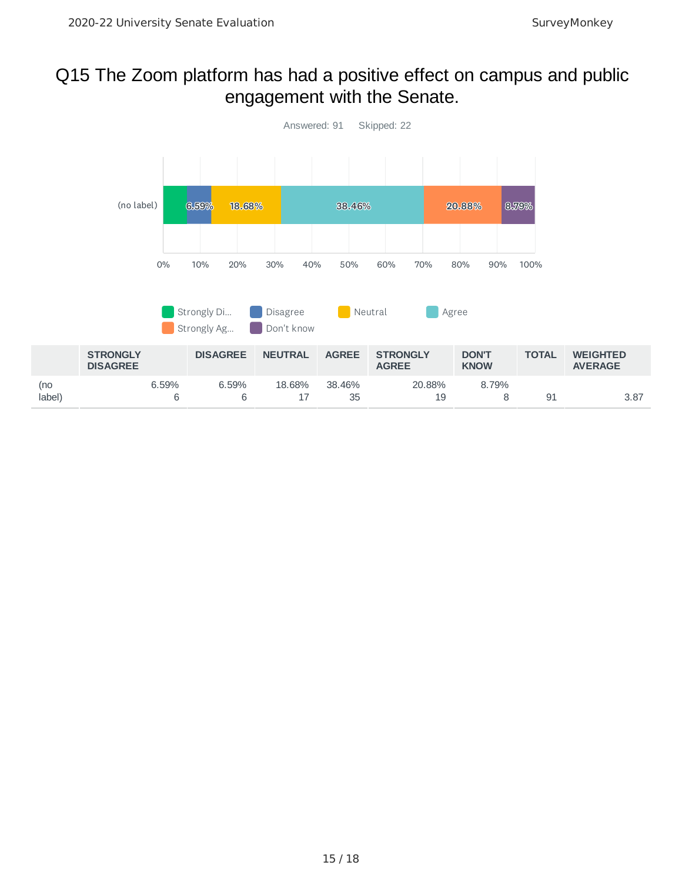# Q15 The Zoom platform has had a positive effect on campus and public engagement with the Senate.

Answered: 91 Skipped: 22

|  | STRONGLY DISAGREE | DISAGREE | NEUTRAL | AGREE | STRONGLY AGREE | DON'T KNOW | TOTAL | WEIGHTED AVERAGE |
|---|---|---|---|---|---|---|---|---|
| (no label) | 6.59% 6 | 6.59% 6 | 18.68% 17 | 38.46% 35 | 20.88% 19 | 8.79% 8 | 91 | 3.87 |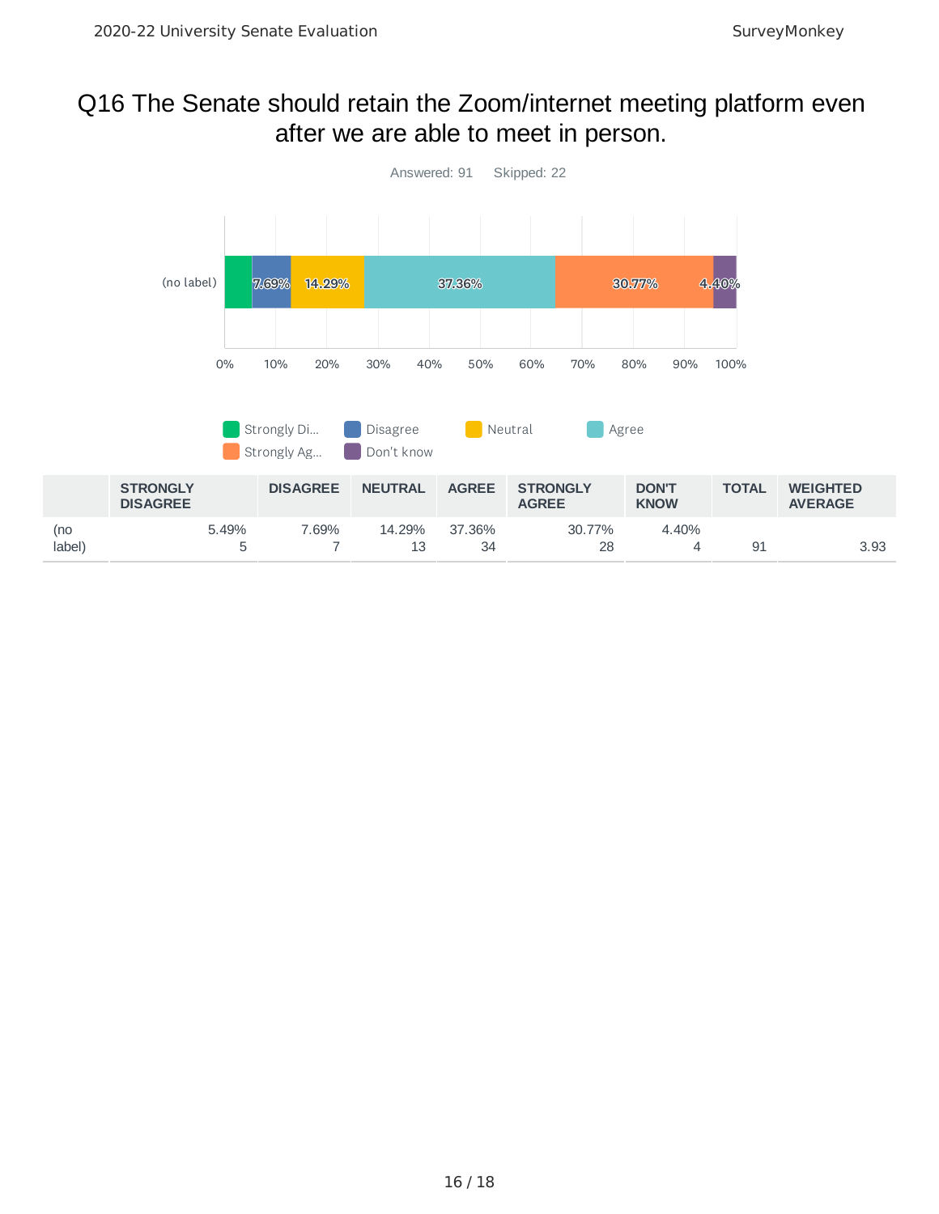# Q16 The Senate should retain the Zoom/internet meeting platform even after we are able to meet in person.

Answered: 91 Skipped: 22

| | STRONGLY DISAGREE | DISAGREE | NEUTRAL | AGREE | STRONGLY AGREE | DON'T KNOW | TOTAL | WEIGHTED AVERAGE |
|---|---|---|---|---|---|---|---|---|
| (no label) | 5.49% 5 | 7.69% 7 | 14.29% 13 | 37.36% 34 | 30.77% 28 | 4.40% 4 | 91 | 3.93 |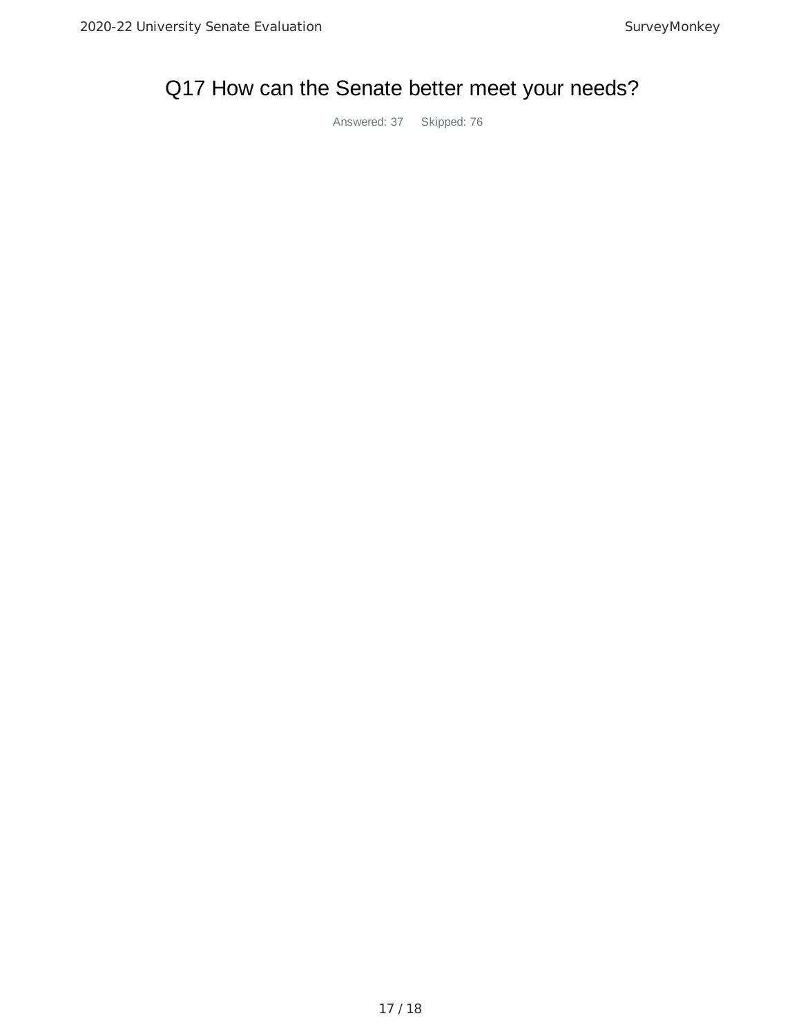# Q17 How can the Senate better meet your needs?

Answered: 37 Skipped: 76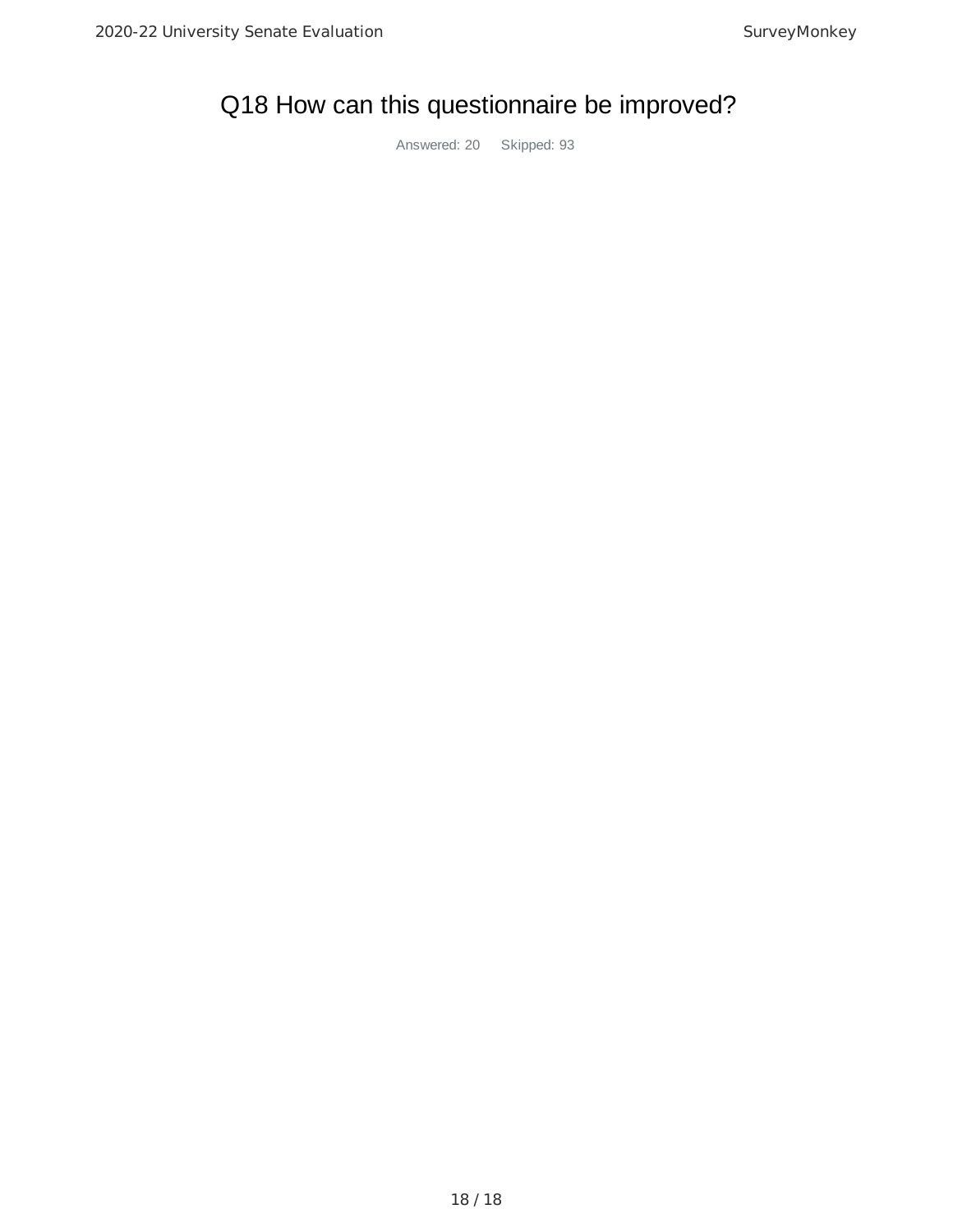# Q18 How can this questionnaire be improved?

Answered: 20 Skipped: 93